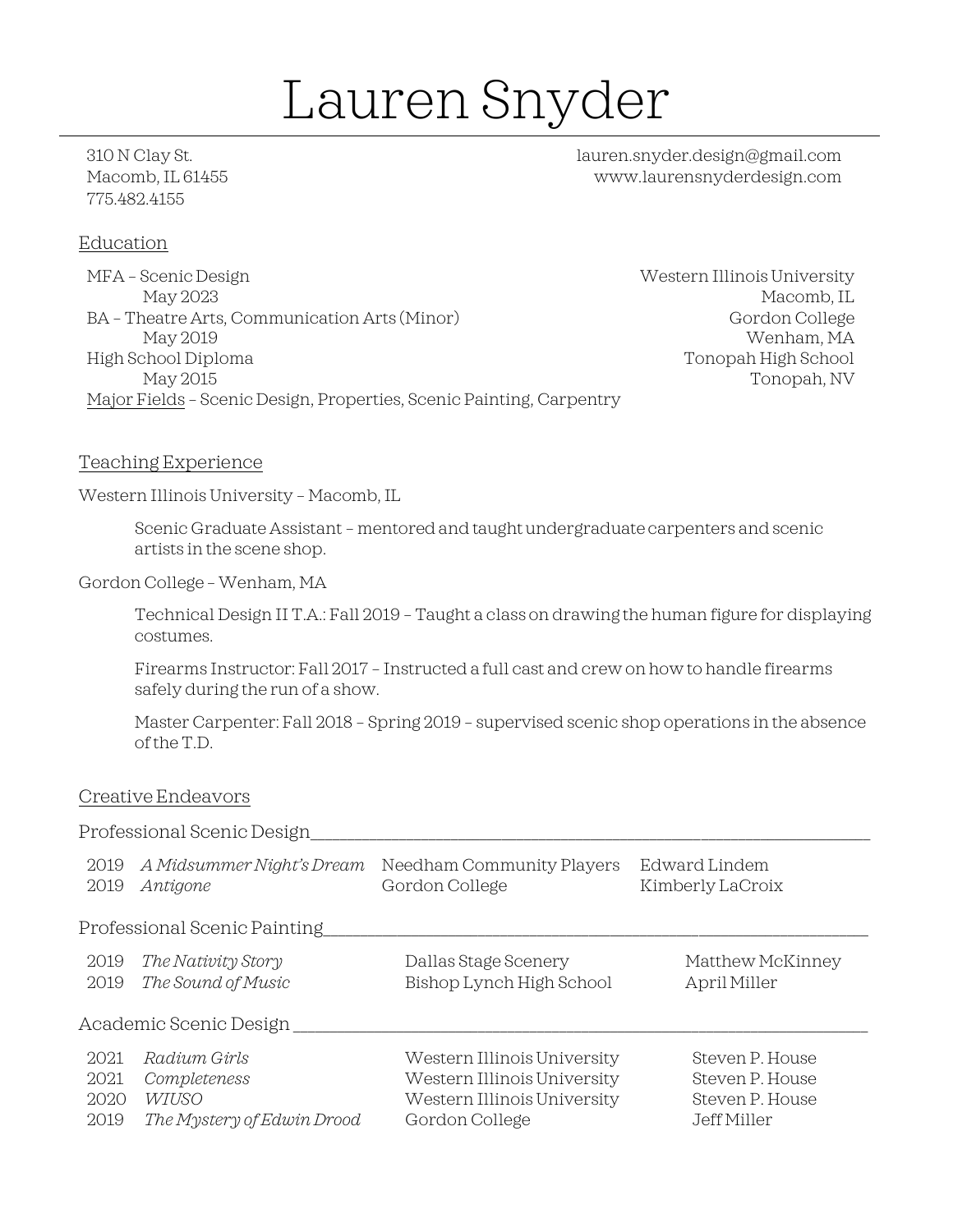# Lauren Snyder

310 N Clay St.
Macomb, IL 61455
775.482.4155

lauren.snyder.design@gmail.com
www.laurensnyderdesign.com

## Education

MFA – Scenic Design — Western Illinois University
May 2023 — Macomb, IL

BA – Theatre Arts, Communication Arts (Minor) — Gordon College
May 2019 — Wenham, MA

High School Diploma — Tonopah High School
May 2015 — Tonopah, NV

Major Fields – Scenic Design, Properties, Scenic Painting, Carpentry

## Teaching Experience

Western Illinois University – Macomb, IL

Scenic Graduate Assistant – mentored and taught undergraduate carpenters and scenic artists in the scene shop.

Gordon College – Wenham, MA

Technical Design II T.A.: Fall 2019 – Taught a class on drawing the human figure for displaying costumes.

Firearms Instructor: Fall 2017 – Instructed a full cast and crew on how to handle firearms safely during the run of a show.

Master Carpenter: Fall 2018 – Spring 2019 – supervised scenic shop operations in the absence of the T.D.

## Creative Endeavors

### Professional Scenic Design

| | | | |
|---|---|---|---|
| 2019 | *A Midsummer Night's Dream* | Needham Community Players | Edward Lindem |
| 2019 | *Antigone* | Gordon College | Kimberly LaCroix |

### Professional Scenic Painting

| | | | |
|---|---|---|---|
| 2019 | *The Nativity Story* | Dallas Stage Scenery | Matthew McKinney |
| 2019 | *The Sound of Music* | Bishop Lynch High School | April Miller |

### Academic Scenic Design

| | | | |
|---|---|---|---|
| 2021 | *Radium Girls* | Western Illinois University | Steven P. House |
| 2021 | *Completeness* | Western Illinois University | Steven P. House |
| 2020 | *WIUSO* | Western Illinois University | Steven P. House |
| 2019 | *The Mystery of Edwin Drood* | Gordon College | Jeff Miller |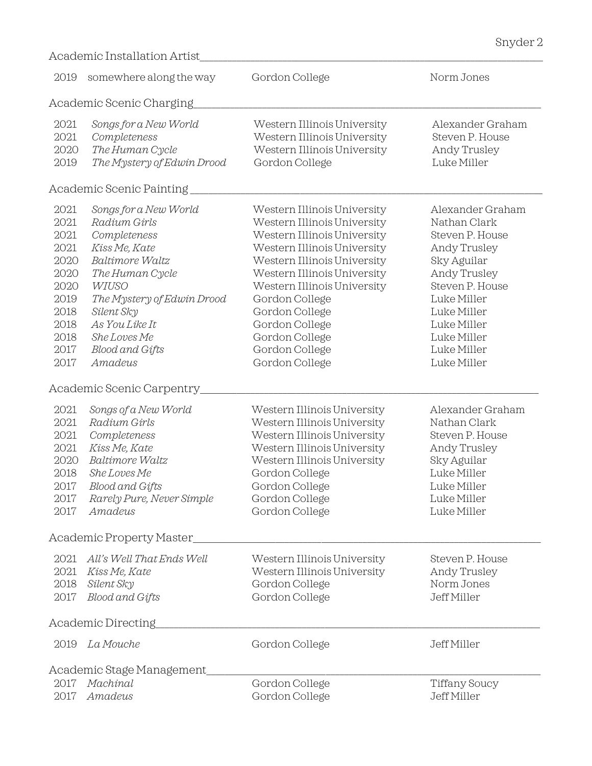## Academic Installation Artist

| | | | |
|---|---|---|---|
| 2019 | somewhere along the way | Gordon College | Norm Jones |

## Academic Scenic Charging

| | | | |
|---|---|---|---|
| 2021 | *Songs for a New World* | Western Illinois University | Alexander Graham |
| 2021 | *Completeness* | Western Illinois University | Steven P. House |
| 2020 | *The Human Cycle* | Western Illinois University | Andy Trusley |
| 2019 | *The Mystery of Edwin Drood* | Gordon College | Luke Miller |

## Academic Scenic Painting

| | | | |
|---|---|---|---|
| 2021 | *Songs for a New World* | Western Illinois University | Alexander Graham |
| 2021 | *Radium Girls* | Western Illinois University | Nathan Clark |
| 2021 | *Completeness* | Western Illinois University | Steven P. House |
| 2021 | *Kiss Me, Kate* | Western Illinois University | Andy Trusley |
| 2020 | *Baltimore Waltz* | Western Illinois University | Sky Aguilar |
| 2020 | *The Human Cycle* | Western Illinois University | Andy Trusley |
| 2020 | *WIUSO* | Western Illinois University | Steven P. House |
| 2019 | *The Mystery of Edwin Drood* | Gordon College | Luke Miller |
| 2018 | *Silent Sky* | Gordon College | Luke Miller |
| 2018 | *As You Like It* | Gordon College | Luke Miller |
| 2018 | *She Loves Me* | Gordon College | Luke Miller |
| 2017 | *Blood and Gifts* | Gordon College | Luke Miller |
| 2017 | *Amadeus* | Gordon College | Luke Miller |

## Academic Scenic Carpentry

| | | | |
|---|---|---|---|
| 2021 | *Songs of a New World* | Western Illinois University | Alexander Graham |
| 2021 | *Radium Girls* | Western Illinois University | Nathan Clark |
| 2021 | *Completeness* | Western Illinois University | Steven P. House |
| 2021 | *Kiss Me, Kate* | Western Illinois University | Andy Trusley |
| 2020 | *Baltimore Waltz* | Western Illinois University | Sky Aguilar |
| 2018 | *She Loves Me* | Gordon College | Luke Miller |
| 2017 | *Blood and Gifts* | Gordon College | Luke Miller |
| 2017 | *Rarely Pure, Never Simple* | Gordon College | Luke Miller |
| 2017 | *Amadeus* | Gordon College | Luke Miller |

## Academic Property Master

| | | | |
|---|---|---|---|
| 2021 | *All's Well That Ends Well* | Western Illinois University | Steven P. House |
| 2021 | *Kiss Me, Kate* | Western Illinois University | Andy Trusley |
| 2018 | *Silent Sky* | Gordon College | Norm Jones |
| 2017 | *Blood and Gifts* | Gordon College | Jeff Miller |

## Academic Directing

| | | | |
|---|---|---|---|
| 2019 | *La Mouche* | Gordon College | Jeff Miller |

## Academic Stage Management

| | | | |
|---|---|---|---|
| 2017 | *Machinal* | Gordon College | Tiffany Soucy |
| 2017 | *Amadeus* | Gordon College | Jeff Miller |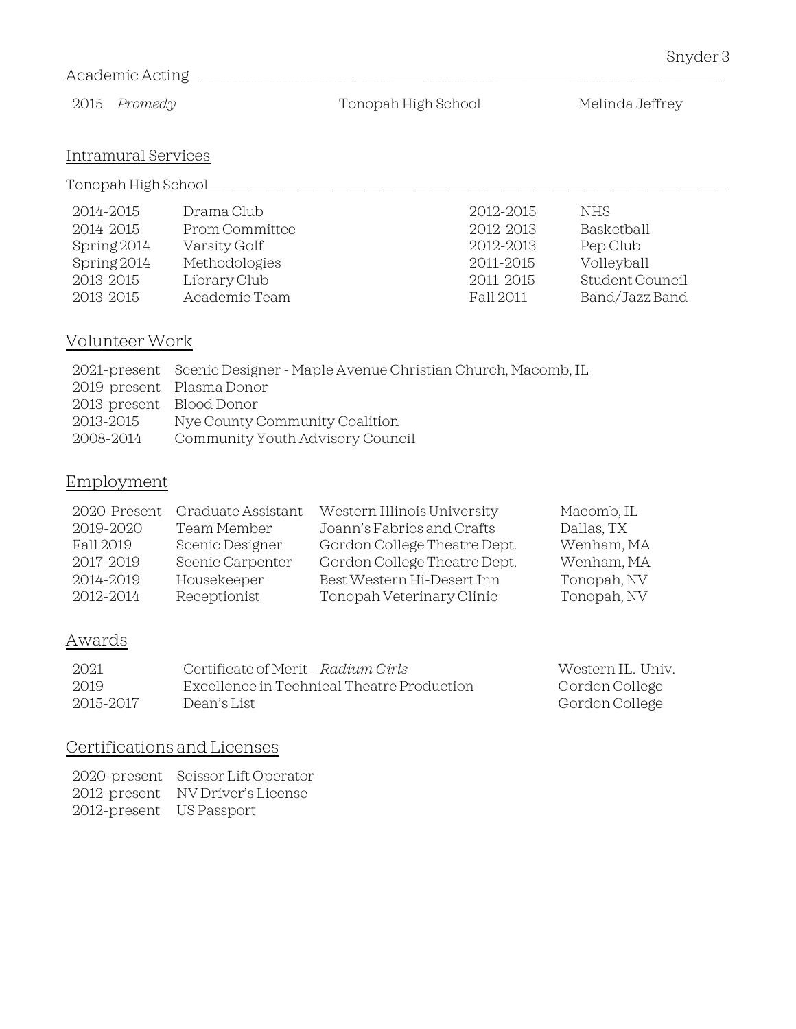Academic Acting

| 2015 *Promedy* | Tonopah High School | Melinda Jeffrey |
|---|---|---|

## Intramural Services

Tonopah High School

| | | | |
|---|---|---|---|
| 2014-2015 | Drama Club | 2012-2015 | NHS |
| 2014-2015 | Prom Committee | 2012-2013 | Basketball |
| Spring 2014 | Varsity Golf | 2012-2013 | Pep Club |
| Spring 2014 | Methodologies | 2011-2015 | Volleyball |
| 2013-2015 | Library Club | 2011-2015 | Student Council |
| 2013-2015 | Academic Team | Fall 2011 | Band/Jazz Band |

## Volunteer Work

| | |
|---|---|
| 2021-present | Scenic Designer - Maple Avenue Christian Church, Macomb, IL |
| 2019-present | Plasma Donor |
| 2013-present | Blood Donor |
| 2013-2015 | Nye County Community Coalition |
| 2008-2014 | Community Youth Advisory Council |

## Employment

| | | | |
|---|---|---|---|
| 2020-Present | Graduate Assistant | Western Illinois University | Macomb, IL |
| 2019-2020 | Team Member | Joann's Fabrics and Crafts | Dallas, TX |
| Fall 2019 | Scenic Designer | Gordon College Theatre Dept. | Wenham, MA |
| 2017-2019 | Scenic Carpenter | Gordon College Theatre Dept. | Wenham, MA |
| 2014-2019 | Housekeeper | Best Western Hi-Desert Inn | Tonopah, NV |
| 2012-2014 | Receptionist | Tonopah Veterinary Clinic | Tonopah, NV |

## Awards

| | | |
|---|---|---|
| 2021 | Certificate of Merit – *Radium Girls* | Western IL. Univ. |
| 2019 | Excellence in Technical Theatre Production | Gordon College |
| 2015-2017 | Dean's List | Gordon College |

## Certifications and Licenses

| | |
|---|---|
| 2020-present | Scissor Lift Operator |
| 2012-present | NV Driver's License |
| 2012-present | US Passport |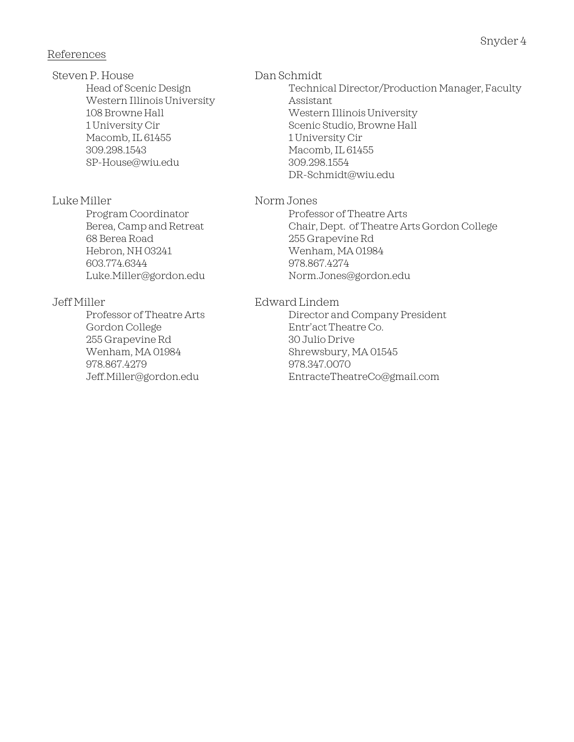## References

**Steven P. House**
Head of Scenic Design
Western Illinois University
108 Browne Hall
1 University Cir
Macomb, IL 61455
309.298.1543
SP-House@wiu.edu

**Dan Schmidt**
Technical Director/Production Manager, Faculty Assistant
Western Illinois University
Scenic Studio, Browne Hall
1 University Cir
Macomb, IL 61455
309.298.1554
DR-Schmidt@wiu.edu

**Luke Miller**
Program Coordinator
Berea, Camp and Retreat
68 Berea Road
Hebron, NH 03241
603.774.6344
Luke.Miller@gordon.edu

**Norm Jones**
Professor of Theatre Arts
Chair, Dept. of Theatre Arts Gordon College
255 Grapevine Rd
Wenham, MA 01984
978.867.4274
Norm.Jones@gordon.edu

**Jeff Miller**
Professor of Theatre Arts
Gordon College
255 Grapevine Rd
Wenham, MA 01984
978.867.4279
Jeff.Miller@gordon.edu

**Edward Lindem**
Director and Company President
Entr'act Theatre Co.
30 Julio Drive
Shrewsbury, MA 01545
978.347.0070
EntracteTheatreCo@gmail.com